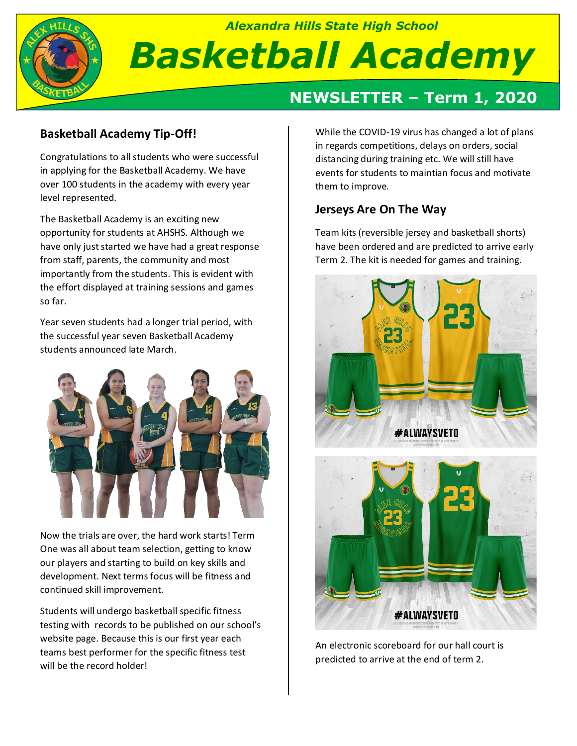Alexandra Hills State High School

# Basketball Academy

## NEWSLETTER – Term 1, 2020

### Basketball Academy Tip-Off!

Congratulations to all students who were successful in applying for the Basketball Academy. We have over 100 students in the academy with every year level represented.

The Basketball Academy is an exciting new opportunity for students at AHSHS. Although we have only just started we have had a great response from staff, parents, the community and most importantly from the students. This is evident with the effort displayed at training sessions and games so far.

Year seven students had a longer trial period, with the successful year seven Basketball Academy students announced late March.

Now the trials are over, the hard work starts! Term One was all about team selection, getting to know our players and starting to build on key skills and development. Next terms focus will be fitness and continued skill improvement.

Students will undergo basketball specific fitness testing with records to be published on our school's website page. Because this is our first year each teams best performer for the specific fitness test will be the record holder!

While the COVID-19 virus has changed a lot of plans in regards competitions, delays on orders, social distancing during training etc. We will still have events for students to maintian focus and motivate them to improve.

### Jerseys Are On The Way

Team kits (reversible jersey and basketball shorts) have been ordered and are predicted to arrive early Term 2. The kit is needed for games and training.

An electronic scoreboard for our hall court is predicted to arrive at the end of term 2.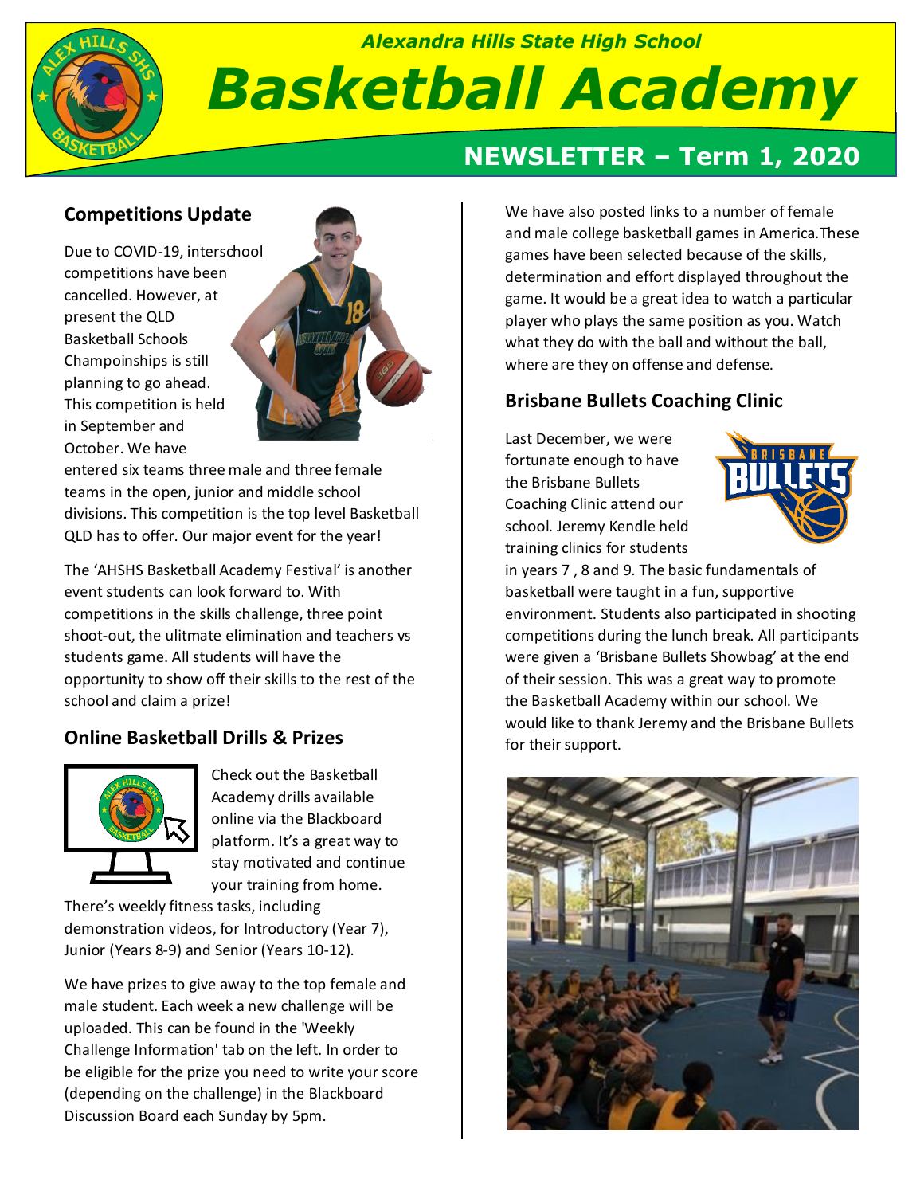Alexandra Hills State High School

# Basketball Academy

## NEWSLETTER – Term 1, 2020

### Competitions Update

Due to COVID-19, interschool competitions have been cancelled. However, at present the QLD Basketball Schools Champoinships is still planning to go ahead. This competition is held in September and October. We have entered six teams three male and three female teams in the open, junior and middle school divisions. This competition is the top level Basketball QLD has to offer. Our major event for the year!

The 'AHSHS Basketball Academy Festival' is another event students can look forward to. With competitions in the skills challenge, three point shoot-out, the ulitmate elimination and teachers vs students game. All students will have the opportunity to show off their skills to the rest of the school and claim a prize!

### Online Basketball Drills & Prizes

Check out the Basketball Academy drills available online via the Blackboard platform. It's a great way to stay motivated and continue your training from home. There's weekly fitness tasks, including demonstration videos, for Introductory (Year 7), Junior (Years 8-9) and Senior (Years 10-12).

We have prizes to give away to the top female and male student. Each week a new challenge will be uploaded. This can be found in the 'Weekly Challenge Information' tab on the left. In order to be eligible for the prize you need to write your score (depending on the challenge) in the Blackboard Discussion Board each Sunday by 5pm.

We have also posted links to a number of female and male college basketball games in America.These games have been selected because of the skills, determination and effort displayed throughout the game. It would be a great idea to watch a particular player who plays the same position as you. Watch what they do with the ball and without the ball, where are they on offense and defense.

### Brisbane Bullets Coaching Clinic

Last December, we were fortunate enough to have the Brisbane Bullets Coaching Clinic attend our school. Jeremy Kendle held training clinics for students in years 7 , 8 and 9. The basic fundamentals of basketball were taught in a fun, supportive environment. Students also participated in shooting competitions during the lunch break. All participants were given a 'Brisbane Bullets Showbag' at the end of their session. This was a great way to promote the Basketball Academy within our school. We would like to thank Jeremy and the Brisbane Bullets for their support.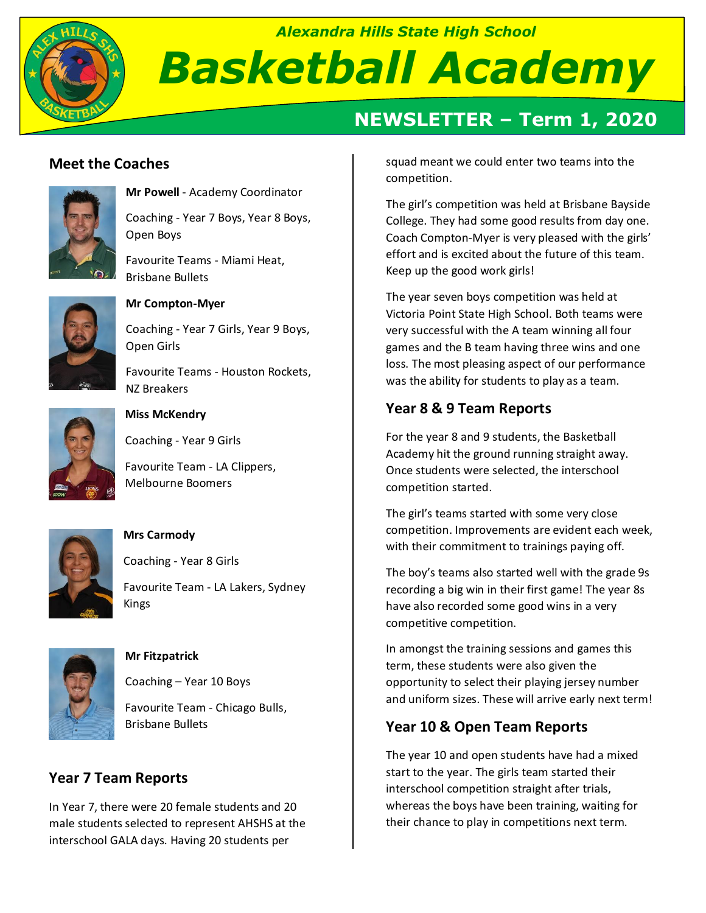Alexandra Hills State High School

# Basketball Academy

## NEWSLETTER – Term 1, 2020

## Meet the Coaches

**Mr Powell** - Academy Coordinator

Coaching - Year 7 Boys, Year 8 Boys, Open Boys

Favourite Teams - Miami Heat, Brisbane Bullets

**Mr Compton-Myer**

Coaching - Year 7 Girls, Year 9 Boys, Open Girls

Favourite Teams - Houston Rockets, NZ Breakers

**Miss McKendry**

Coaching - Year 9 Girls

Favourite Team - LA Clippers, Melbourne Boomers

**Mrs Carmody**

Coaching - Year 8 Girls

Favourite Team - LA Lakers, Sydney Kings

**Mr Fitzpatrick**

Coaching – Year 10 Boys

Favourite Team - Chicago Bulls, Brisbane Bullets

## Year 7 Team Reports

In Year 7, there were 20 female students and 20 male students selected to represent AHSHS at the interschool GALA days. Having 20 students per squad meant we could enter two teams into the competition.

The girl's competition was held at Brisbane Bayside College. They had some good results from day one. Coach Compton-Myer is very pleased with the girls' effort and is excited about the future of this team. Keep up the good work girls!

The year seven boys competition was held at Victoria Point State High School. Both teams were very successful with the A team winning all four games and the B team having three wins and one loss. The most pleasing aspect of our performance was the ability for students to play as a team.

## Year 8 & 9 Team Reports

For the year 8 and 9 students, the Basketball Academy hit the ground running straight away. Once students were selected, the interschool competition started.

The girl's teams started with some very close competition. Improvements are evident each week, with their commitment to trainings paying off.

The boy's teams also started well with the grade 9s recording a big win in their first game! The year 8s have also recorded some good wins in a very competitive competition.

In amongst the training sessions and games this term, these students were also given the opportunity to select their playing jersey number and uniform sizes. These will arrive early next term!

## Year 10 & Open Team Reports

The year 10 and open students have had a mixed start to the year. The girls team started their interschool competition straight after trials, whereas the boys have been training, waiting for their chance to play in competitions next term.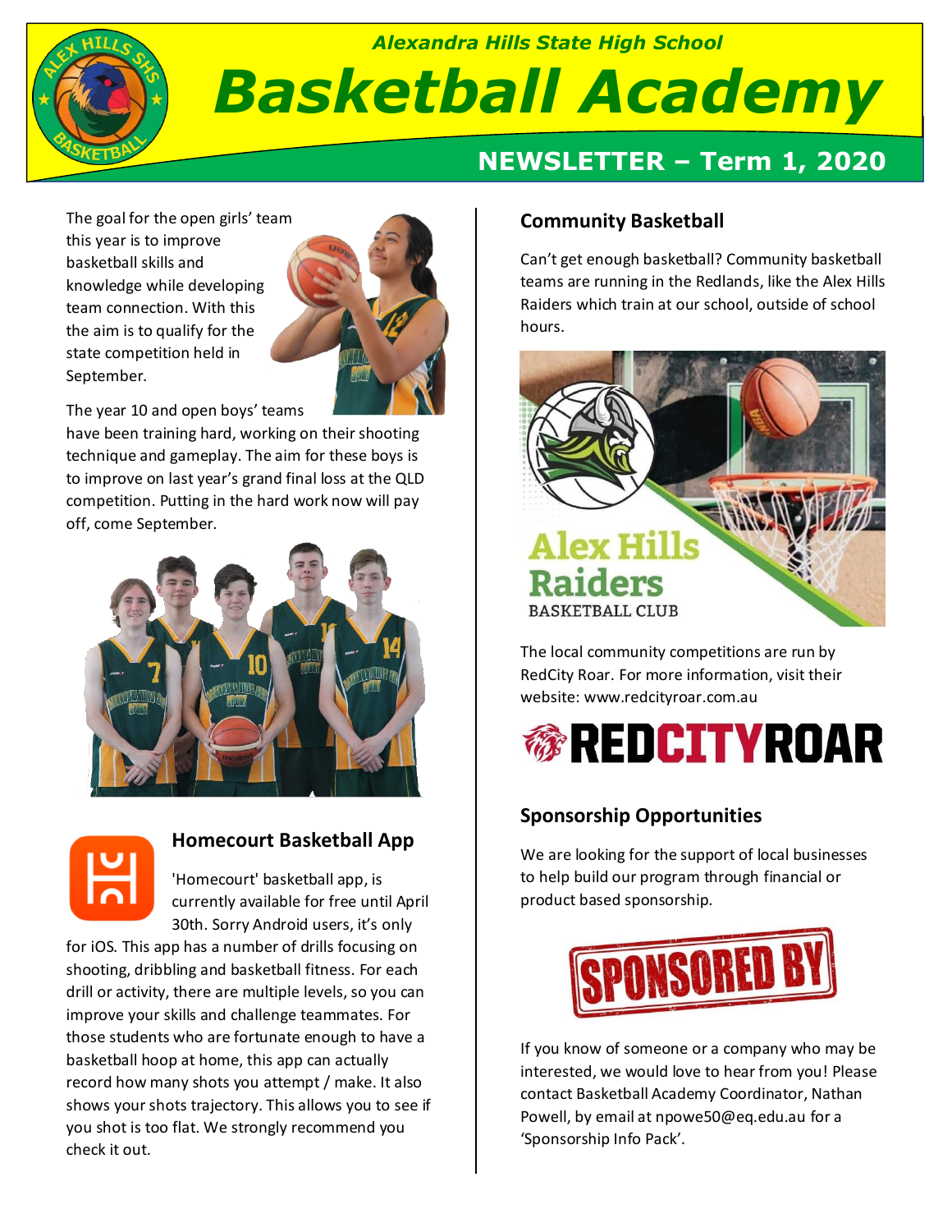Alexandra Hills State High School

# Basketball Academy

## NEWSLETTER – Term 1, 2020

The goal for the open girls' team this year is to improve basketball skills and knowledge while developing team connection. With this the aim is to qualify for the state competition held in September.

The year 10 and open boys' teams have been training hard, working on their shooting technique and gameplay. The aim for these boys is to improve on last year's grand final loss at the QLD competition. Putting in the hard work now will pay off, come September.

### Homecourt Basketball App

'Homecourt' basketball app, is currently available for free until April 30th. Sorry Android users, it's only for iOS. This app has a number of drills focusing on shooting, dribbling and basketball fitness. For each drill or activity, there are multiple levels, so you can improve your skills and challenge teammates. For those students who are fortunate enough to have a basketball hoop at home, this app can actually record how many shots you attempt / make. It also shows your shots trajectory. This allows you to see if you shot is too flat. We strongly recommend you check it out.

### Community Basketball

Can't get enough basketball? Community basketball teams are running in the Redlands, like the Alex Hills Raiders which train at our school, outside of school hours.

Alex Hills Raiders BASKETBALL CLUB

The local community competitions are run by RedCity Roar. For more information, visit their website: www.redcityroar.com.au

REDCITYROAR

### Sponsorship Opportunities

We are looking for the support of local businesses to help build our program through financial or product based sponsorship.

SPONSORED BY

If you know of someone or a company who may be interested, we would love to hear from you! Please contact Basketball Academy Coordinator, Nathan Powell, by email at npowe50@eq.edu.au for a 'Sponsorship Info Pack'.